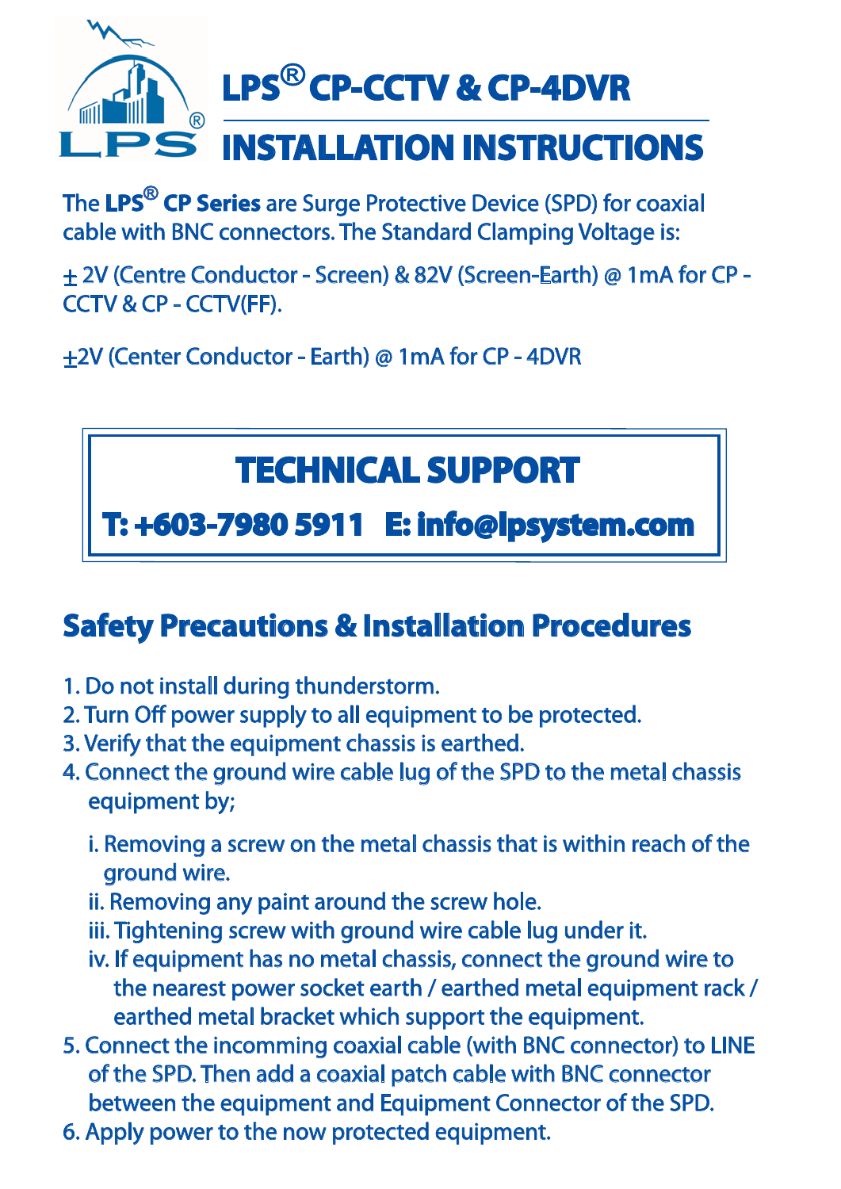# LPS® CP-CCTV & CP-4DVR

# INSTALLATION INSTRUCTIONS

The **LPS® CP Series** are Surge Protective Device (SPD) for coaxial cable with BNC connectors. The Standard Clamping Voltage is:

± 2V (Centre Conductor - Screen) & 82V (Screen-Earth) @ 1mA for CP - CCTV & CP - CCTV(FF).

±2V (Center Conductor - Earth) @ 1mA for CP - 4DVR

## TECHNICAL SUPPORT

**T: +603-7980 5911   E: info@lpsystem.com**

## Safety Precautions & Installation Procedures

1. Do not install during thunderstorm.
2. Turn Off power supply to all equipment to be protected.
3. Verify that the equipment chassis is earthed.
4. Connect the ground wire cable lug of the SPD to the metal chassis equipment by;
   - i. Removing a screw on the metal chassis that is within reach of the ground wire.
   - ii. Removing any paint around the screw hole.
   - iii. Tightening screw with ground wire cable lug under it.
   - iv. If equipment has no metal chassis, connect the ground wire to the nearest power socket earth / earthed metal equipment rack / earthed metal bracket which support the equipment.
5. Connect the incomming coaxial cable (with BNC connector) to LINE of the SPD. Then add a coaxial patch cable with BNC connector between the equipment and Equipment Connector of the SPD.
6. Apply power to the now protected equipment.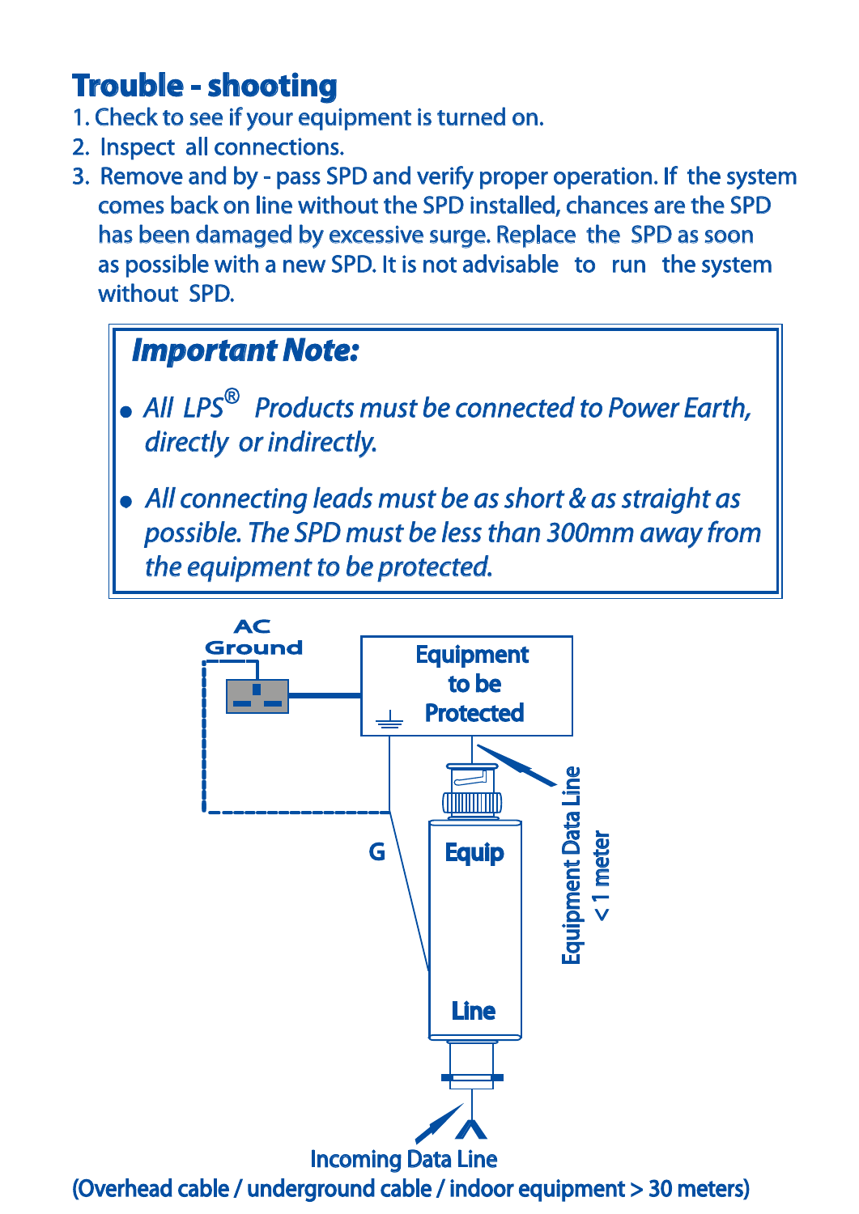## Trouble - shooting

1. Check to see if your equipment is turned on.
2. Inspect all connections.
3. Remove and by - pass SPD and verify proper operation. If the system comes back on line without the SPD installed, chances are the SPD has been damaged by excessive surge. Replace the SPD as soon as possible with a new SPD. It is not advisable to run the system without SPD.

### *Important Note:*

- *All LPS® Products must be connected to Power Earth, directly or indirectly.*
- *All connecting leads must be as short & as straight as possible. The SPD must be less than 300mm away from the equipment to be protected.*

AC Ground

Equipment to be Protected

G

Equip

Line

Equipment Data Line < 1 meter

Incoming Data Line
(Overhead cable / underground cable / indoor equipment > 30 meters)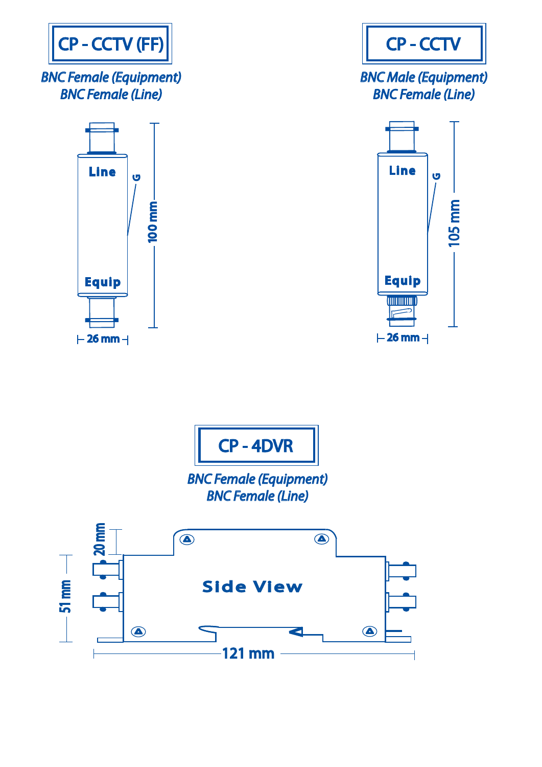## CP - CCTV (FF)

*BNC Female (Equipment)*
*BNC Female (Line)*

Line

G

Equip

100 mm

26 mm

## CP - CCTV

*BNC Male (Equipment)*
*BNC Female (Line)*

Line

G

Equip

105 mm

26 mm

## CP - 4DVR

*BNC Female (Equipment)*
*BNC Female (Line)*

20 mm

51 mm

Side View

121 mm